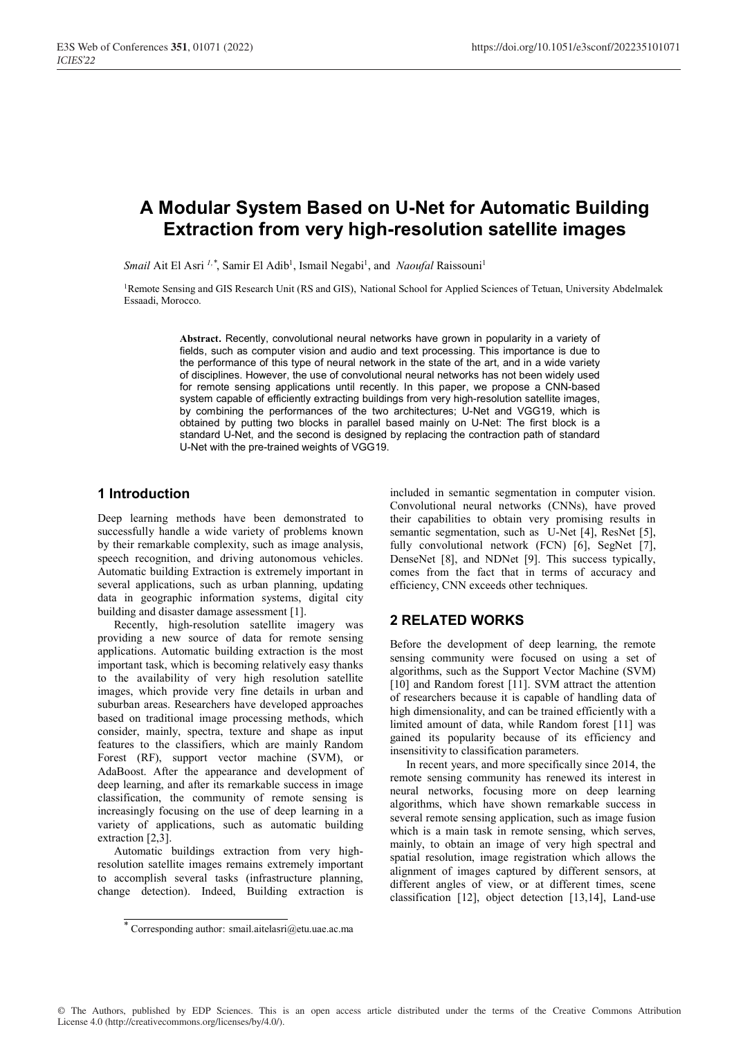# A Modular System Based on U-Net for Automatic Building Extraction from very high-resolution satellite images

*Smail* Ait El Asri [1,*], Samir El Adib[1], Ismail Negabi[1], and *Naoufal* Raissouni[1]

[1]Remote Sensing and GIS Research Unit (RS and GIS), National School for Applied Sciences of Tetuan, University Abdelmalek Essaadi, Morocco.

**Abstract.** Recently, convolutional neural networks have grown in popularity in a variety of fields, such as computer vision and audio and text processing. This importance is due to the performance of this type of neural network in the state of the art, and in a wide variety of disciplines. However, the use of convolutional neural networks has not been widely used for remote sensing applications until recently. In this paper, we propose a CNN-based system capable of efficiently extracting buildings from very high-resolution satellite images, by combining the performances of the two architectures; U-Net and VGG19, which is obtained by putting two blocks in parallel based mainly on U-Net: The first block is a standard U-Net, and the second is designed by replacing the contraction path of standard U-Net with the pre-trained weights of VGG19.

## 1 Introduction

Deep learning methods have been demonstrated to successfully handle a wide variety of problems known by their remarkable complexity, such as image analysis, speech recognition, and driving autonomous vehicles. Automatic building Extraction is extremely important in several applications, such as urban planning, updating data in geographic information systems, digital city building and disaster damage assessment [1].

Recently, high-resolution satellite imagery was providing a new source of data for remote sensing applications. Automatic building extraction is the most important task, which is becoming relatively easy thanks to the availability of very high resolution satellite images, which provide very fine details in urban and suburban areas. Researchers have developed approaches based on traditional image processing methods, which consider, mainly, spectra, texture and shape as input features to the classifiers, which are mainly Random Forest (RF), support vector machine (SVM), or AdaBoost. After the appearance and development of deep learning, and after its remarkable success in image classification, the community of remote sensing is increasingly focusing on the use of deep learning in a variety of applications, such as automatic building extraction [2,3].

Automatic buildings extraction from very high-resolution satellite images remains extremely important to accomplish several tasks (infrastructure planning, change detection). Indeed, Building extraction is included in semantic segmentation in computer vision. Convolutional neural networks (CNNs), have proved their capabilities to obtain very promising results in semantic segmentation, such as U-Net [4], ResNet [5], fully convolutional network (FCN) [6], SegNet [7], DenseNet [8], and NDNet [9]. This success typically, comes from the fact that in terms of accuracy and efficiency, CNN exceeds other techniques.

## 2 RELATED WORKS

Before the development of deep learning, the remote sensing community were focused on using a set of algorithms, such as the Support Vector Machine (SVM) [10] and Random forest [11]. SVM attract the attention of researchers because it is capable of handling data of high dimensionality, and can be trained efficiently with a limited amount of data, while Random forest [11] was gained its popularity because of its efficiency and insensitivity to classification parameters.

In recent years, and more specifically since 2014, the remote sensing community has renewed its interest in neural networks, focusing more on deep learning algorithms, which have shown remarkable success in several remote sensing application, such as image fusion which is a main task in remote sensing, which serves, mainly, to obtain an image of very high spectral and spatial resolution, image registration which allows the alignment of images captured by different sensors, at different angles of view, or at different times, scene classification [12], object detection [13,14], Land-use

* Corresponding author: smail.aitelasri@etu.uae.ac.ma

© The Authors, published by EDP Sciences. This is an open access article distributed under the terms of the Creative Commons Attribution License 4.0 (http://creativecommons.org/licenses/by/4.0/).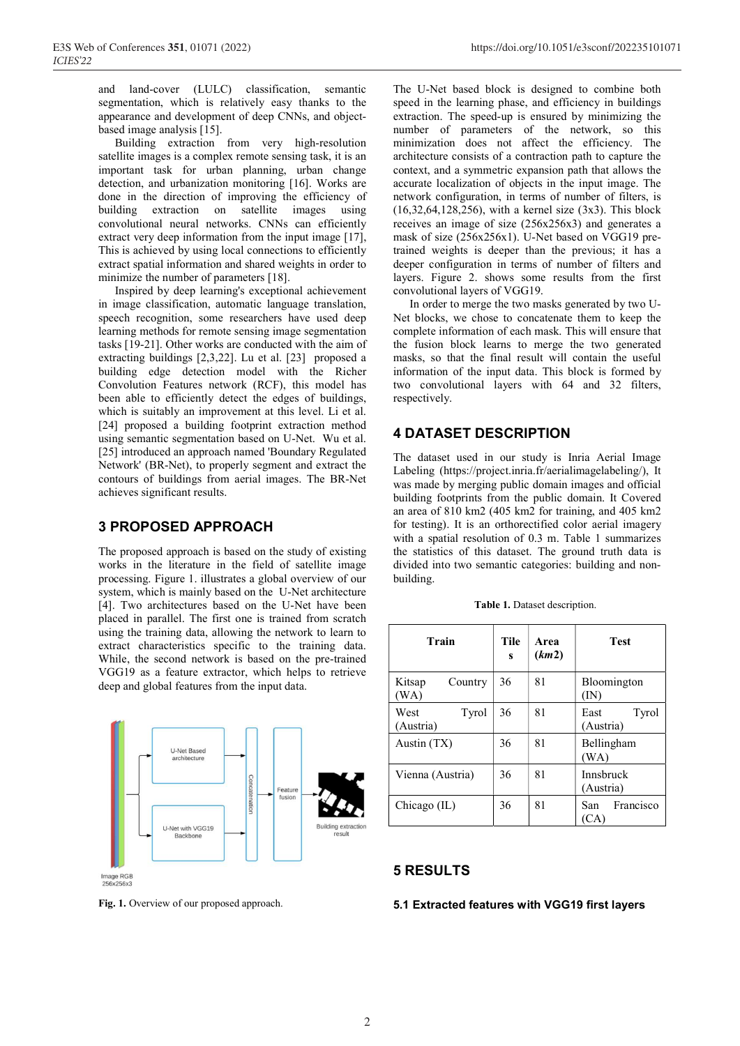and land-cover (LULC) classification, semantic segmentation, which is relatively easy thanks to the appearance and development of deep CNNs, and object-based image analysis [15].

Building extraction from very high-resolution satellite images is a complex remote sensing task, it is an important task for urban planning, urban change detection, and urbanization monitoring [16]. Works are done in the direction of improving the efficiency of building extraction on satellite images using convolutional neural networks. CNNs can efficiently extract very deep information from the input image [17], This is achieved by using local connections to efficiently extract spatial information and shared weights in order to minimize the number of parameters [18].

Inspired by deep learning's exceptional achievement in image classification, automatic language translation, speech recognition, some researchers have used deep learning methods for remote sensing image segmentation tasks [19-21]. Other works are conducted with the aim of extracting buildings [2,3,22]. Lu et al. [23] proposed a building edge detection model with the Richer Convolution Features network (RCF), this model has been able to efficiently detect the edges of buildings, which is suitably an improvement at this level. Li et al. [24] proposed a building footprint extraction method using semantic segmentation based on U-Net. Wu et al. [25] introduced an approach named 'Boundary Regulated Network' (BR-Net), to properly segment and extract the contours of buildings from aerial images. The BR-Net achieves significant results.

## 3 PROPOSED APPROACH

The proposed approach is based on the study of existing works in the literature in the field of satellite image processing. Figure 1. illustrates a global overview of our system, which is mainly based on the U-Net architecture [4]. Two architectures based on the U-Net have been placed in parallel. The first one is trained from scratch using the training data, allowing the network to learn to extract characteristics specific to the training data. While, the second network is based on the pre-trained VGG19 as a feature extractor, which helps to retrieve deep and global features from the input data.

**Fig. 1.** Overview of our proposed approach.

The U-Net based block is designed to combine both speed in the learning phase, and efficiency in buildings extraction. The speed-up is ensured by minimizing the number of parameters of the network, so this minimization does not affect the efficiency. The architecture consists of a contraction path to capture the context, and a symmetric expansion path that allows the accurate localization of objects in the input image. The network configuration, in terms of number of filters, is (16,32,64,128,256), with a kernel size (3x3). This block receives an image of size (256x256x3) and generates a mask of size (256x256x1). U-Net based on VGG19 pre-trained weights is deeper than the previous; it has a deeper configuration in terms of number of filters and layers. Figure 2. shows some results from the first convolutional layers of VGG19.

In order to merge the two masks generated by two U-Net blocks, we chose to concatenate them to keep the complete information of each mask. This will ensure that the fusion block learns to merge the two generated masks, so that the final result will contain the useful information of the input data. This block is formed by two convolutional layers with 64 and 32 filters, respectively.

## 4 DATASET DESCRIPTION

The dataset used in our study is Inria Aerial Image Labeling (https://project.inria.fr/aerialimagelabeling/), It was made by merging public domain images and official building footprints from the public domain. It Covered an area of 810 km2 (405 km2 for training, and 405 km2 for testing). It is an orthorectified color aerial imagery with a spatial resolution of 0.3 m. Table 1 summarizes the statistics of this dataset. The ground truth data is divided into two semantic categories: building and non-building.

**Table 1.** Dataset description.

| Train | Tiles | Area ($km2$) | Test |
|---|---|---|---|
| Kitsap Country (WA) | 36 | 81 | Bloomington (IN) |
| West Tyrol (Austria) | 36 | 81 | East Tyrol (Austria) |
| Austin (TX) | 36 | 81 | Bellingham (WA) |
| Vienna (Austria) | 36 | 81 | Innsbruck (Austria) |
| Chicago (IL) | 36 | 81 | San Francisco (CA) |

## 5 RESULTS

### 5.1 Extracted features with VGG19 first layers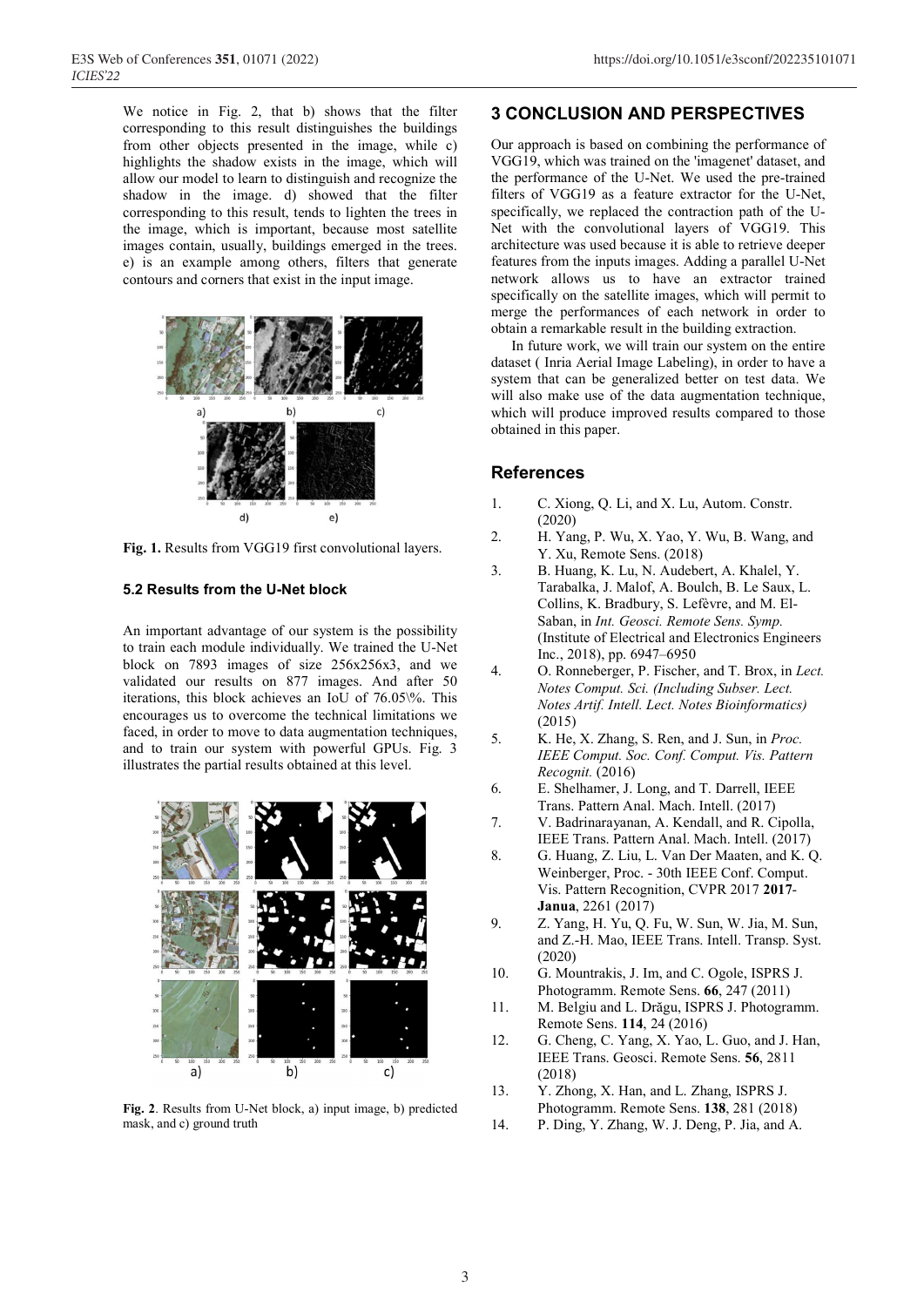We notice in Fig. 2, that b) shows that the filter corresponding to this result distinguishes the buildings from other objects presented in the image, while c) highlights the shadow exists in the image, which will allow our model to learn to distinguish and recognize the shadow in the image. d) showed that the filter corresponding to this result, tends to lighten the trees in the image, which is important, because most satellite images contain, usually, buildings emerged in the trees. e) is an example among others, filters that generate contours and corners that exist in the input image.

**Fig. 1.** Results from VGG19 first convolutional layers.

### 5.2 Results from the U-Net block

An important advantage of our system is the possibility to train each module individually. We trained the U-Net block on 7893 images of size 256x256x3, and we validated our results on 877 images. And after 50 iterations, this block achieves an IoU of 76.05\%. This encourages us to overcome the technical limitations we faced, in order to move to data augmentation techniques, and to train our system with powerful GPUs. Fig. 3 illustrates the partial results obtained at this level.

**Fig. 2**. Results from U-Net block, a) input image, b) predicted mask, and c) ground truth

## 3 CONCLUSION AND PERSPECTIVES

Our approach is based on combining the performance of VGG19, which was trained on the 'imagenet' dataset, and the performance of the U-Net. We used the pre-trained filters of VGG19 as a feature extractor for the U-Net, specifically, we replaced the contraction path of the U-Net with the convolutional layers of VGG19. This architecture was used because it is able to retrieve deeper features from the inputs images. Adding a parallel U-Net network allows us to have an extractor trained specifically on the satellite images, which will permit to merge the performances of each network in order to obtain a remarkable result in the building extraction.

In future work, we will train our system on the entire dataset ( Inria Aerial Image Labeling), in order to have a system that can be generalized better on test data. We will also make use of the data augmentation technique, which will produce improved results compared to those obtained in this paper.

## References

1. C. Xiong, Q. Li, and X. Lu, Autom. Constr. (2020)
2. H. Yang, P. Wu, X. Yao, Y. Wu, B. Wang, and Y. Xu, Remote Sens. (2018)
3. B. Huang, K. Lu, N. Audebert, A. Khalel, Y. Tarabalka, J. Malof, A. Boulch, B. Le Saux, L. Collins, K. Bradbury, S. Lefèvre, and M. El-Saban, in *Int. Geosci. Remote Sens. Symp.* (Institute of Electrical and Electronics Engineers Inc., 2018), pp. 6947–6950
4. O. Ronneberger, P. Fischer, and T. Brox, in *Lect. Notes Comput. Sci. (Including Subser. Lect. Notes Artif. Intell. Lect. Notes Bioinformatics)* (2015)
5. K. He, X. Zhang, S. Ren, and J. Sun, in *Proc. IEEE Comput. Soc. Conf. Comput. Vis. Pattern Recognit.* (2016)
6. E. Shelhamer, J. Long, and T. Darrell, IEEE Trans. Pattern Anal. Mach. Intell. (2017)
7. V. Badrinarayanan, A. Kendall, and R. Cipolla, IEEE Trans. Pattern Anal. Mach. Intell. (2017)
8. G. Huang, Z. Liu, L. Van Der Maaten, and K. Q. Weinberger, Proc. - 30th IEEE Conf. Comput. Vis. Pattern Recognition, CVPR 2017 **2017-Janua**, 2261 (2017)
9. Z. Yang, H. Yu, Q. Fu, W. Sun, W. Jia, M. Sun, and Z.-H. Mao, IEEE Trans. Intell. Transp. Syst. (2020)
10. G. Mountrakis, J. Im, and C. Ogole, ISPRS J. Photogramm. Remote Sens. **66**, 247 (2011)
11. M. Belgiu and L. Drăgu, ISPRS J. Photogramm. Remote Sens. **114**, 24 (2016)
12. G. Cheng, C. Yang, X. Yao, L. Guo, and J. Han, IEEE Trans. Geosci. Remote Sens. **56**, 2811 (2018)
13. Y. Zhong, X. Han, and L. Zhang, ISPRS J. Photogramm. Remote Sens. **138**, 281 (2018)
14. P. Ding, Y. Zhang, W. J. Deng, P. Jia, and A.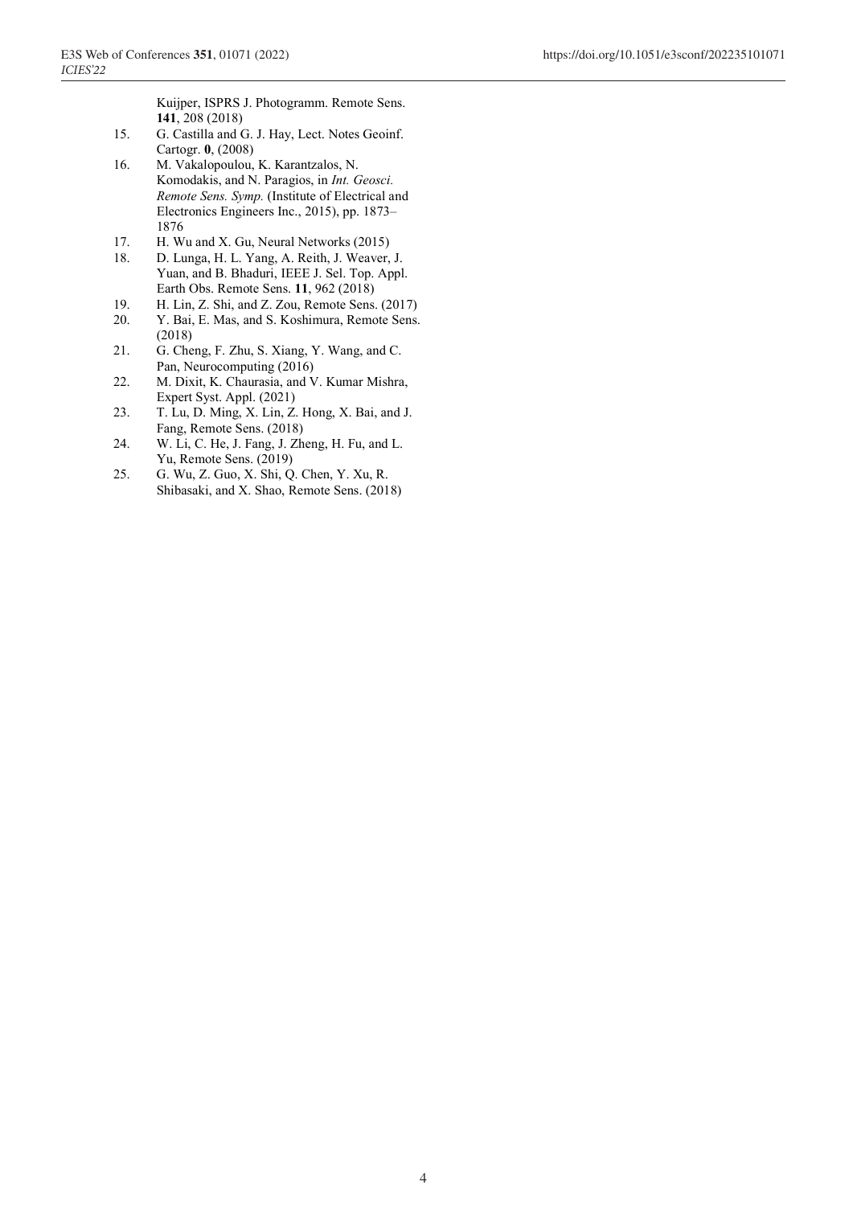Kuijper, ISPRS J. Photogramm. Remote Sens. **141**, 208 (2018)

15. G. Castilla and G. J. Hay, Lect. Notes Geoinf. Cartogr. **0**, (2008)
16. M. Vakalopoulou, K. Karantzalos, N. Komodakis, and N. Paragios, in *Int. Geosci. Remote Sens. Symp.* (Institute of Electrical and Electronics Engineers Inc., 2015), pp. 1873–1876
17. H. Wu and X. Gu, Neural Networks (2015)
18. D. Lunga, H. L. Yang, A. Reith, J. Weaver, J. Yuan, and B. Bhaduri, IEEE J. Sel. Top. Appl. Earth Obs. Remote Sens. **11**, 962 (2018)
19. H. Lin, Z. Shi, and Z. Zou, Remote Sens. (2017)
20. Y. Bai, E. Mas, and S. Koshimura, Remote Sens. (2018)
21. G. Cheng, F. Zhu, S. Xiang, Y. Wang, and C. Pan, Neurocomputing (2016)
22. M. Dixit, K. Chaurasia, and V. Kumar Mishra, Expert Syst. Appl. (2021)
23. T. Lu, D. Ming, X. Lin, Z. Hong, X. Bai, and J. Fang, Remote Sens. (2018)
24. W. Li, C. He, J. Fang, J. Zheng, H. Fu, and L. Yu, Remote Sens. (2019)
25. G. Wu, Z. Guo, X. Shi, Q. Chen, Y. Xu, R. Shibasaki, and X. Shao, Remote Sens. (2018)